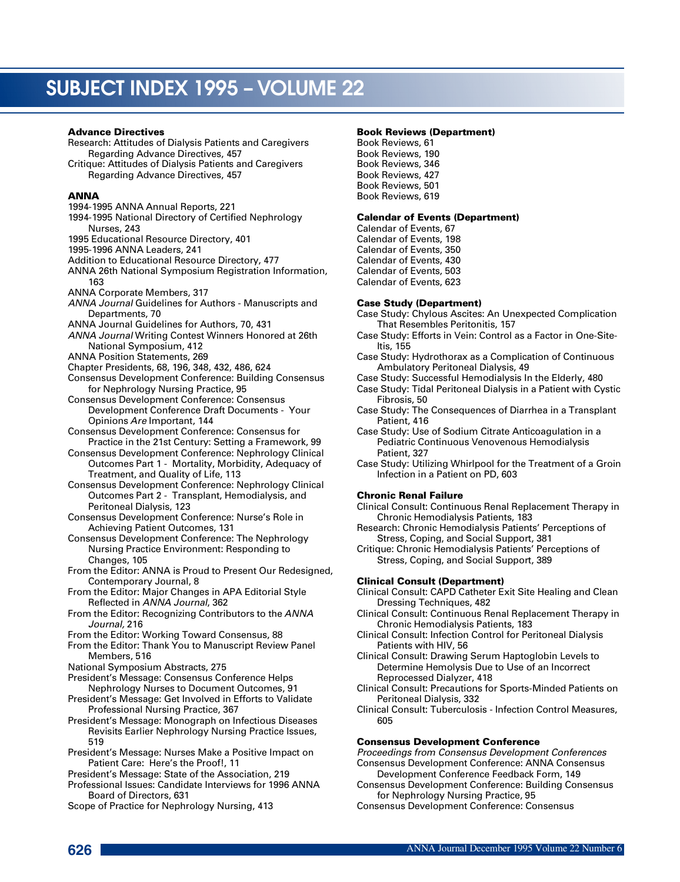# SUBJECT INDEX 1995 – VOLUME 22

**Advance Directives**
Research: Attitudes of Dialysis Patients and Caregivers Regarding Advance Directives, 457
Critique: Attitudes of Dialysis Patients and Caregivers Regarding Advance Directives, 457

**ANNA**
1994-1995 ANNA Annual Reports, 221
1994-1995 National Directory of Certified Nephrology Nurses, 243
1995 Educational Resource Directory, 401
1995-1996 ANNA Leaders, 241
Addition to Educational Resource Directory, 477
ANNA 26th National Symposium Registration Information, 163
ANNA Corporate Members, 317
*ANNA Journal* Guidelines for Authors - Manuscripts and Departments, 70
ANNA Journal Guidelines for Authors, 70, 431
*ANNA Journal* Writing Contest Winners Honored at 26th National Symposium, 412
ANNA Position Statements, 269
Chapter Presidents, 68, 196, 348, 432, 486, 624
Consensus Development Conference: Building Consensus for Nephrology Nursing Practice, 95
Consensus Development Conference: Consensus Development Conference Draft Documents - Your Opinions *Are* Important, 144
Consensus Development Conference: Consensus for Practice in the 21st Century: Setting a Framework, 99
Consensus Development Conference: Nephrology Clinical Outcomes Part 1 - Mortality, Morbidity, Adequacy of Treatment, and Quality of Life, 113
Consensus Development Conference: Nephrology Clinical Outcomes Part 2 - Transplant, Hemodialysis, and Peritoneal Dialysis, 123
Consensus Development Conference: Nurse's Role in Achieving Patient Outcomes, 131
Consensus Development Conference: The Nephrology Nursing Practice Environment: Responding to Changes, 105
From the Editor: ANNA is Proud to Present Our Redesigned, Contemporary Journal, 8
From the Editor: Major Changes in APA Editorial Style Reflected in *ANNA Journal*, 362
From the Editor: Recognizing Contributors to the *ANNA Journal*, 216
From the Editor: Working Toward Consensus, 88
From the Editor: Thank You to Manuscript Review Panel Members, 516
National Symposium Abstracts, 275
President's Message: Consensus Conference Helps Nephrology Nurses to Document Outcomes, 91
President's Message: Get Involved in Efforts to Validate Professional Nursing Practice, 367
President's Message: Monograph on Infectious Diseases Revisits Earlier Nephrology Nursing Practice Issues, 519
President's Message: Nurses Make a Positive Impact on Patient Care: Here's the Proof!, 11
President's Message: State of the Association, 219
Professional Issues: Candidate Interviews for 1996 ANNA Board of Directors, 631
Scope of Practice for Nephrology Nursing, 413

**Book Reviews (Department)**
Book Reviews, 61
Book Reviews, 190
Book Reviews, 346
Book Reviews, 427
Book Reviews, 501
Book Reviews, 619

**Calendar of Events (Department)**
Calendar of Events, 67
Calendar of Events, 198
Calendar of Events, 350
Calendar of Events, 430
Calendar of Events, 503
Calendar of Events, 623

**Case Study (Department)**
Case Study: Chylous Ascites: An Unexpected Complication That Resembles Peritonitis, 157
Case Study: Efforts in Vein: Control as a Factor in One-Site-Itis, 155
Case Study: Hydrothorax as a Complication of Continuous Ambulatory Peritoneal Dialysis, 49
Case Study: Successful Hemodialysis In the Elderly, 480
Case Study: Tidal Peritoneal Dialysis in a Patient with Cystic Fibrosis, 50
Case Study: The Consequences of Diarrhea in a Transplant Patient, 416
Case Study: Use of Sodium Citrate Anticoagulation in a Pediatric Continuous Venovenous Hemodialysis Patient, 327
Case Study: Utilizing Whirlpool for the Treatment of a Groin Infection in a Patient on PD, 603

**Chronic Renal Failure**
Clinical Consult: Continuous Renal Replacement Therapy in Chronic Hemodialysis Patients, 183
Research: Chronic Hemodialysis Patients' Perceptions of Stress, Coping, and Social Support, 381
Critique: Chronic Hemodialysis Patients' Perceptions of Stress, Coping, and Social Support, 389

**Clinical Consult (Department)**
Clinical Consult: CAPD Catheter Exit Site Healing and Clean Dressing Techniques, 482
Clinical Consult: Continuous Renal Replacement Therapy in Chronic Hemodialysis Patients, 183
Clinical Consult: Infection Control for Peritoneal Dialysis Patients with HIV, 56
Clinical Consult: Drawing Serum Haptoglobin Levels to Determine Hemolysis Due to Use of an Incorrect Reprocessed Dialyzer, 418
Clinical Consult: Precautions for Sports-Minded Patients on Peritoneal Dialysis, 332
Clinical Consult: Tuberculosis - Infection Control Measures, 605

**Consensus Development Conference**
*Proceedings from Consensus Development Conferences*
Consensus Development Conference: ANNA Consensus Development Conference Feedback Form, 149
Consensus Development Conference: Building Consensus for Nephrology Nursing Practice, 95
Consensus Development Conference: Consensus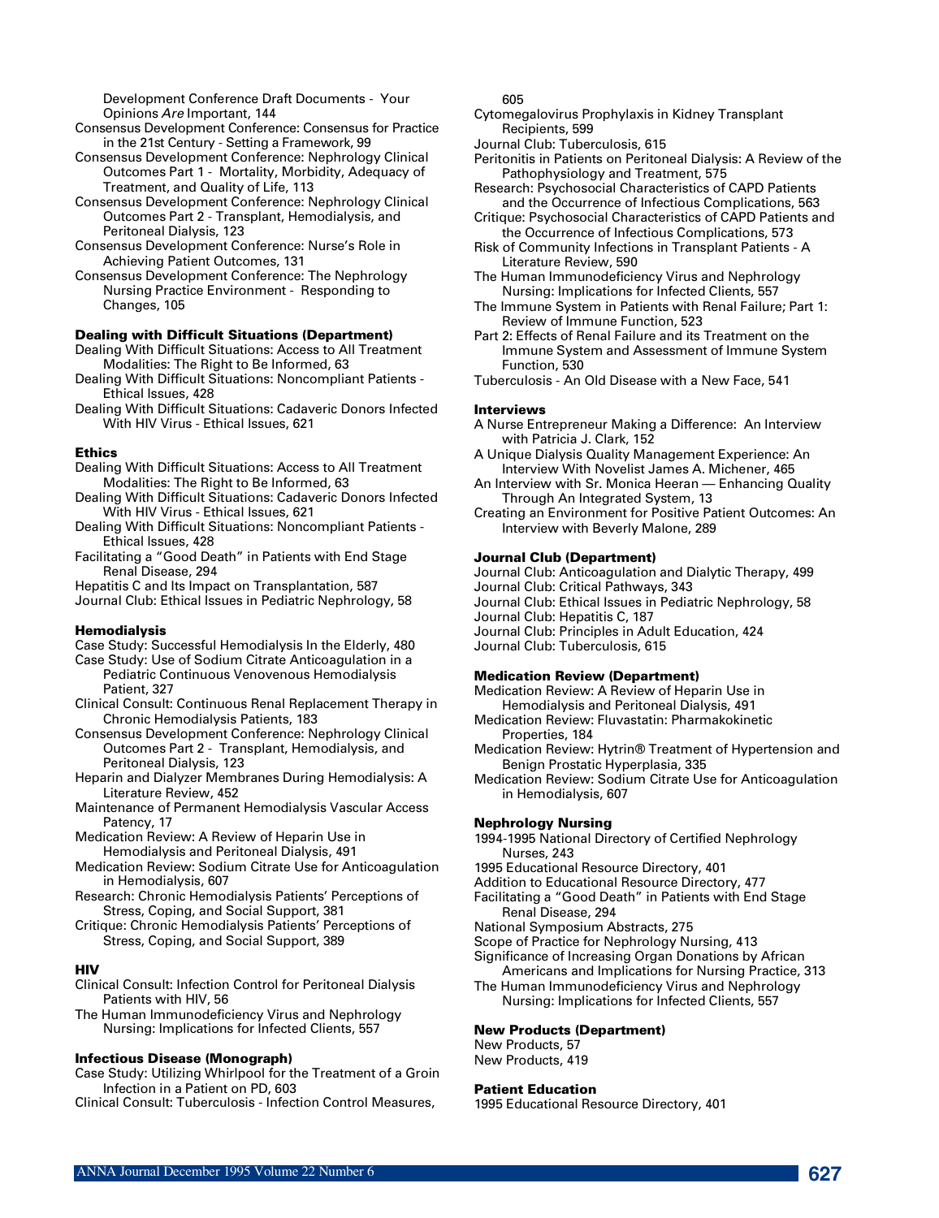Development Conference Draft Documents - Your Opinions *Are* Important, 144

Consensus Development Conference: Consensus for Practice in the 21st Century - Setting a Framework, 99

Consensus Development Conference: Nephrology Clinical Outcomes Part 1 - Mortality, Morbidity, Adequacy of Treatment, and Quality of Life, 113

Consensus Development Conference: Nephrology Clinical Outcomes Part 2 - Transplant, Hemodialysis, and Peritoneal Dialysis, 123

Consensus Development Conference: Nurse's Role in Achieving Patient Outcomes, 131

Consensus Development Conference: The Nephrology Nursing Practice Environment - Responding to Changes, 105

**Dealing with Difficult Situations (Department)**

Dealing With Difficult Situations: Access to All Treatment Modalities: The Right to Be Informed, 63

Dealing With Difficult Situations: Noncompliant Patients - Ethical Issues, 428

Dealing With Difficult Situations: Cadaveric Donors Infected With HIV Virus - Ethical Issues, 621

**Ethics**

Dealing With Difficult Situations: Access to All Treatment Modalities: The Right to Be Informed, 63

Dealing With Difficult Situations: Cadaveric Donors Infected With HIV Virus - Ethical Issues, 621

Dealing With Difficult Situations: Noncompliant Patients - Ethical Issues, 428

Facilitating a "Good Death" in Patients with End Stage Renal Disease, 294

Hepatitis C and Its Impact on Transplantation, 587

Journal Club: Ethical Issues in Pediatric Nephrology, 58

**Hemodialysis**

Case Study: Successful Hemodialysis In the Elderly, 480

Case Study: Use of Sodium Citrate Anticoagulation in a Pediatric Continuous Venovenous Hemodialysis Patient, 327

Clinical Consult: Continuous Renal Replacement Therapy in Chronic Hemodialysis Patients, 183

Consensus Development Conference: Nephrology Clinical Outcomes Part 2 - Transplant, Hemodialysis, and Peritoneal Dialysis, 123

Heparin and Dialyzer Membranes During Hemodialysis: A Literature Review, 452

Maintenance of Permanent Hemodialysis Vascular Access Patency, 17

Medication Review: A Review of Heparin Use in Hemodialysis and Peritoneal Dialysis, 491

Medication Review: Sodium Citrate Use for Anticoagulation in Hemodialysis, 607

Research: Chronic Hemodialysis Patients' Perceptions of Stress, Coping, and Social Support, 381

Critique: Chronic Hemodialysis Patients' Perceptions of Stress, Coping, and Social Support, 389

**HIV**

Clinical Consult: Infection Control for Peritoneal Dialysis Patients with HIV, 56

The Human Immunodeficiency Virus and Nephrology Nursing: Implications for Infected Clients, 557

**Infectious Disease (Monograph)**

Case Study: Utilizing Whirlpool for the Treatment of a Groin Infection in a Patient on PD, 603

Clinical Consult: Tuberculosis - Infection Control Measures, 605

Cytomegalovirus Prophylaxis in Kidney Transplant Recipients, 599

Journal Club: Tuberculosis, 615

Peritonitis in Patients on Peritoneal Dialysis: A Review of the Pathophysiology and Treatment, 575

Research: Psychosocial Characteristics of CAPD Patients and the Occurrence of Infectious Complications, 563

Critique: Psychosocial Characteristics of CAPD Patients and the Occurrence of Infectious Complications, 573

Risk of Community Infections in Transplant Patients - A Literature Review, 590

The Human Immunodeficiency Virus and Nephrology Nursing: Implications for Infected Clients, 557

The Immune System in Patients with Renal Failure; Part 1: Review of Immune Function, 523

Part 2: Effects of Renal Failure and its Treatment on the Immune System and Assessment of Immune System Function, 530

Tuberculosis - An Old Disease with a New Face, 541

**Interviews**

A Nurse Entrepreneur Making a Difference: An Interview with Patricia J. Clark, 152

A Unique Dialysis Quality Management Experience: An Interview With Novelist James A. Michener, 465

An Interview with Sr. Monica Heeran — Enhancing Quality Through An Integrated System, 13

Creating an Environment for Positive Patient Outcomes: An Interview with Beverly Malone, 289

**Journal Club (Department)**

Journal Club: Anticoagulation and Dialytic Therapy, 499

Journal Club: Critical Pathways, 343

Journal Club: Ethical Issues in Pediatric Nephrology, 58

Journal Club: Hepatitis C, 187

Journal Club: Principles in Adult Education, 424

Journal Club: Tuberculosis, 615

**Medication Review (Department)**

Medication Review: A Review of Heparin Use in Hemodialysis and Peritoneal Dialysis, 491

Medication Review: Fluvastatin: Pharmakokinetic Properties, 184

Medication Review: Hytrin® Treatment of Hypertension and Benign Prostatic Hyperplasia, 335

Medication Review: Sodium Citrate Use for Anticoagulation in Hemodialysis, 607

**Nephrology Nursing**

1994-1995 National Directory of Certified Nephrology Nurses, 243

1995 Educational Resource Directory, 401

Addition to Educational Resource Directory, 477

Facilitating a "Good Death" in Patients with End Stage Renal Disease, 294

National Symposium Abstracts, 275

Scope of Practice for Nephrology Nursing, 413

Significance of Increasing Organ Donations by African Americans and Implications for Nursing Practice, 313

The Human Immunodeficiency Virus and Nephrology Nursing: Implications for Infected Clients, 557

**New Products (Department)**

New Products, 57

New Products, 419

**Patient Education**

1995 Educational Resource Directory, 401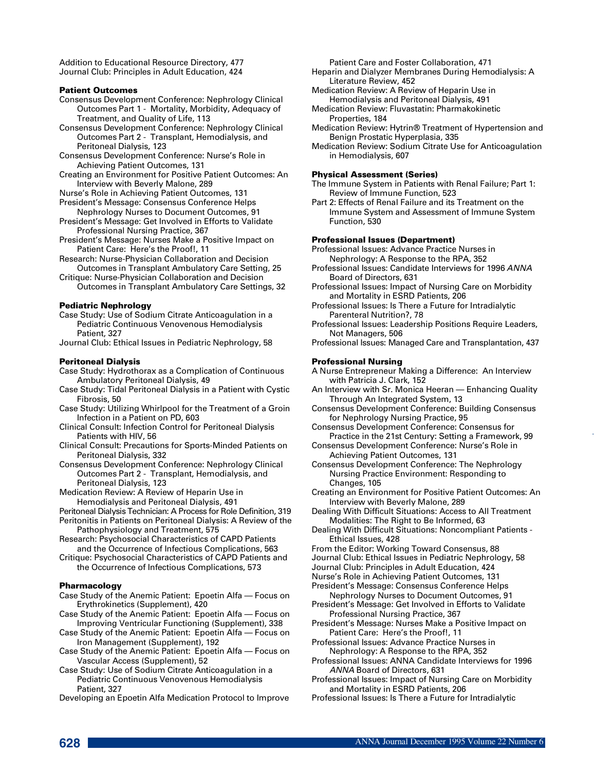Addition to Educational Resource Directory, 477
Journal Club: Principles in Adult Education, 424

**Patient Outcomes**

Consensus Development Conference: Nephrology Clinical Outcomes Part 1 - Mortality, Morbidity, Adequacy of Treatment, and Quality of Life, 113
Consensus Development Conference: Nephrology Clinical Outcomes Part 2 - Transplant, Hemodialysis, and Peritoneal Dialysis, 123
Consensus Development Conference: Nurse's Role in Achieving Patient Outcomes, 131
Creating an Environment for Positive Patient Outcomes: An Interview with Beverly Malone, 289
Nurse's Role in Achieving Patient Outcomes, 131
President's Message: Consensus Conference Helps Nephrology Nurses to Document Outcomes, 91
President's Message: Get Involved in Efforts to Validate Professional Nursing Practice, 367
President's Message: Nurses Make a Positive Impact on Patient Care: Here's the Proof!, 11
Research: Nurse-Physician Collaboration and Decision Outcomes in Transplant Ambulatory Care Setting, 25
Critique: Nurse-Physician Collaboration and Decision Outcomes in Transplant Ambulatory Care Settings, 32

**Pediatric Nephrology**

Case Study: Use of Sodium Citrate Anticoagulation in a Pediatric Continuous Venovenous Hemodialysis Patient, 327
Journal Club: Ethical Issues in Pediatric Nephrology, 58

**Peritoneal Dialysis**

Case Study: Hydrothorax as a Complication of Continuous Ambulatory Peritoneal Dialysis, 49
Case Study: Tidal Peritoneal Dialysis in a Patient with Cystic Fibrosis, 50
Case Study: Utilizing Whirlpool for the Treatment of a Groin Infection in a Patient on PD, 603
Clinical Consult: Infection Control for Peritoneal Dialysis Patients with HIV, 56
Clinical Consult: Precautions for Sports-Minded Patients on Peritoneal Dialysis, 332
Consensus Development Conference: Nephrology Clinical Outcomes Part 2 - Transplant, Hemodialysis, and Peritoneal Dialysis, 123
Medication Review: A Review of Heparin Use in Hemodialysis and Peritoneal Dialysis, 491
Peritoneal Dialysis Technician: A Process for Role Definition, 319
Peritonitis in Patients on Peritoneal Dialysis: A Review of the Pathophysiology and Treatment, 575
Research: Psychosocial Characteristics of CAPD Patients and the Occurrence of Infectious Complications, 563
Critique: Psychosocial Characteristics of CAPD Patients and the Occurrence of Infectious Complications, 573

**Pharmacology**

Case Study of the Anemic Patient: Epoetin Alfa — Focus on Erythrokinetics (Supplement), 420
Case Study of the Anemic Patient: Epoetin Alfa — Focus on Improving Ventricular Functioning (Supplement), 338
Case Study of the Anemic Patient: Epoetin Alfa — Focus on Iron Management (Supplement), 192
Case Study of the Anemic Patient: Epoetin Alfa — Focus on Vascular Access (Supplement), 52
Case Study: Use of Sodium Citrate Anticoagulation in a Pediatric Continuous Venovenous Hemodialysis Patient, 327
Developing an Epoetin Alfa Medication Protocol to Improve Patient Care and Foster Collaboration, 471
Heparin and Dialyzer Membranes During Hemodialysis: A Literature Review, 452
Medication Review: A Review of Heparin Use in Hemodialysis and Peritoneal Dialysis, 491
Medication Review: Fluvastatin: Pharmakokinetic Properties, 184
Medication Review: Hytrin® Treatment of Hypertension and Benign Prostatic Hyperplasia, 335
Medication Review: Sodium Citrate Use for Anticoagulation in Hemodialysis, 607

**Physical Assessment (Series)**

The Immune System in Patients with Renal Failure; Part 1: Review of Immune Function, 523
Part 2: Effects of Renal Failure and its Treatment on the Immune System and Assessment of Immune System Function, 530

**Professional Issues (Department)**

Professional Issues: Advance Practice Nurses in Nephrology: A Response to the RPA, 352
Professional Issues: Candidate Interviews for 1996 *ANNA* Board of Directors, 631
Professional Issues: Impact of Nursing Care on Morbidity and Mortality in ESRD Patients, 206
Professional Issues: Is There a Future for Intradialytic Parenteral Nutrition?, 78
Professional Issues: Leadership Positions Require Leaders, Not Managers, 506
Professional Issues: Managed Care and Transplantation, 437

**Professional Nursing**

A Nurse Entrepreneur Making a Difference: An Interview with Patricia J. Clark, 152
An Interview with Sr. Monica Heeran — Enhancing Quality Through An Integrated System, 13
Consensus Development Conference: Building Consensus for Nephrology Nursing Practice, 95
Consensus Development Conference: Consensus for Practice in the 21st Century: Setting a Framework, 99
Consensus Development Conference: Nurse's Role in Achieving Patient Outcomes, 131
Consensus Development Conference: The Nephrology Nursing Practice Environment: Responding to Changes, 105
Creating an Environment for Positive Patient Outcomes: An Interview with Beverly Malone, 289
Dealing With Difficult Situations: Access to All Treatment Modalities: The Right to Be Informed, 63
Dealing With Difficult Situations: Noncompliant Patients - Ethical Issues, 428
From the Editor: Working Toward Consensus, 88
Journal Club: Ethical Issues in Pediatric Nephrology, 58
Journal Club: Principles in Adult Education, 424
Nurse's Role in Achieving Patient Outcomes, 131
President's Message: Consensus Conference Helps Nephrology Nurses to Document Outcomes, 91
President's Message: Get Involved in Efforts to Validate Professional Nursing Practice, 367
President's Message: Nurses Make a Positive Impact on Patient Care: Here's the Proof!, 11
Professional Issues: Advance Practice Nurses in Nephrology: A Response to the RPA, 352
Professional Issues: ANNA Candidate Interviews for 1996 *ANNA* Board of Directors, 631
Professional Issues: Impact of Nursing Care on Morbidity and Mortality in ESRD Patients, 206
Professional Issues: Is There a Future for Intradialytic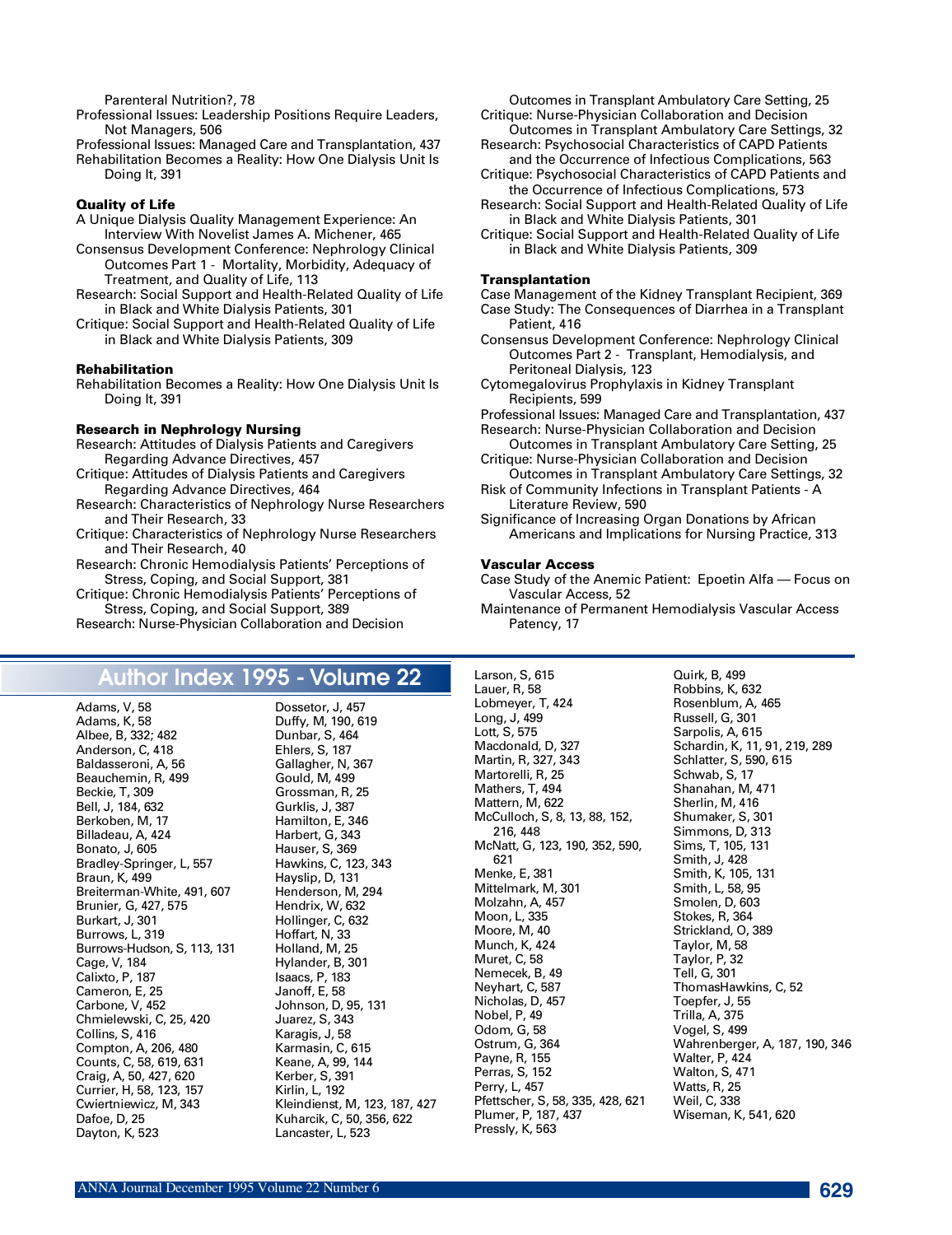Parenteral Nutrition?, 78
Professional Issues: Leadership Positions Require Leaders, Not Managers, 506
Professional Issues: Managed Care and Transplantation, 437
Rehabilitation Becomes a Reality: How One Dialysis Unit Is Doing It, 391

**Quality of Life**

A Unique Dialysis Quality Management Experience: An Interview With Novelist James A. Michener, 465
Consensus Development Conference: Nephrology Clinical Outcomes Part 1 - Mortality, Morbidity, Adequacy of Treatment, and Quality of Life, 113
Research: Social Support and Health-Related Quality of Life in Black and White Dialysis Patients, 301
Critique: Social Support and Health-Related Quality of Life in Black and White Dialysis Patients, 309

**Rehabilitation**

Rehabilitation Becomes a Reality: How One Dialysis Unit Is Doing It, 391

**Research in Nephrology Nursing**

Research: Attitudes of Dialysis Patients and Caregivers Regarding Advance Directives, 457
Critique: Attitudes of Dialysis Patients and Caregivers Regarding Advance Directives, 464
Research: Characteristics of Nephrology Nurse Researchers and Their Research, 33
Critique: Characteristics of Nephrology Nurse Researchers and Their Research, 40
Research: Chronic Hemodialysis Patients' Perceptions of Stress, Coping, and Social Support, 381
Critique: Chronic Hemodialysis Patients' Perceptions of Stress, Coping, and Social Support, 389
Research: Nurse-Physician Collaboration and Decision Outcomes in Transplant Ambulatory Care Setting, 25
Critique: Nurse-Physician Collaboration and Decision Outcomes in Transplant Ambulatory Care Settings, 32
Research: Psychosocial Characteristics of CAPD Patients and the Occurrence of Infectious Complications, 563
Critique: Psychosocial Characteristics of CAPD Patients and the Occurrence of Infectious Complications, 573
Research: Social Support and Health-Related Quality of Life in Black and White Dialysis Patients, 301
Critique: Social Support and Health-Related Quality of Life in Black and White Dialysis Patients, 309

**Transplantation**

Case Management of the Kidney Transplant Recipient, 369
Case Study: The Consequences of Diarrhea in a Transplant Patient, 416
Consensus Development Conference: Nephrology Clinical Outcomes Part 2 - Transplant, Hemodialysis, and Peritoneal Dialysis, 123
Cytomegalovirus Prophylaxis in Kidney Transplant Recipients, 599
Professional Issues: Managed Care and Transplantation, 437
Research: Nurse-Physician Collaboration and Decision Outcomes in Transplant Ambulatory Care Setting, 25
Critique: Nurse-Physician Collaboration and Decision Outcomes in Transplant Ambulatory Care Settings, 32
Risk of Community Infections in Transplant Patients - A Literature Review, 590
Significance of Increasing Organ Donations by African Americans and Implications for Nursing Practice, 313

**Vascular Access**

Case Study of the Anemic Patient: Epoetin Alfa — Focus on Vascular Access, 52
Maintenance of Permanent Hemodialysis Vascular Access Patency, 17

# Author Index 1995 - Volume 22

Adams, V, 58
Adams, K, 58
Albee, B, 332; 482
Anderson, C, 418
Baldasseroni, A, 56
Beauchemin, R, 499
Beckie, T, 309
Bell, J, 184, 632
Berkoben, M, 17
Billadeau, A, 424
Bonato, J, 605
Bradley-Springer, L, 557
Braun, K, 499
Breiterman-White, 491, 607
Brunier, G, 427, 575
Burkart, J, 301
Burrows, L, 319
Burrows-Hudson, S, 113, 131
Cage, V, 184
Calixto, P, 187
Cameron, E, 25
Carbone, V, 452
Chmielewski, C, 25, 420
Collins, S, 416
Compton, A, 206, 480
Counts, C, 58, 619, 631
Craig, A, 50, 427, 620
Currier, H, 58, 123, 157
Cwiertniewicz, M, 343
Dafoe, D, 25
Dayton, K, 523
Dossetor, J, 457
Duffy, M, 190, 619
Dunbar, S, 464
Ehlers, S, 187
Gallagher, N, 367
Gould, M, 499
Grossman, R, 25
Gurklis, J, 387
Hamilton, E, 346
Harbert, G, 343
Hauser, S, 369
Hawkins, C, 123, 343
Hayslip, D, 131
Henderson, M, 294
Hendrix, W, 632
Hollinger, C, 632
Hoffart, N, 33
Holland, M, 25
Hylander, B, 301
Isaacs, P, 183
Janoff, E, 58
Johnson, D, 95, 131
Juarez, S, 343
Karagis, J, 58
Karmasin, C, 615
Keane, A, 99, 144
Kerber, S, 391
Kirlin, L, 192
Kleindienst, M, 123, 187, 427
Kuharcik, C, 50, 356, 622
Lancaster, L, 523
Larson, S, 615
Lauer, R, 58
Lobmeyer, T, 424
Long, J, 499
Lott, S, 575
Macdonald, D, 327
Martin, R, 327, 343
Martorelli, R, 25
Mathers, T, 494
Mattern, M, 622
McCulloch, S, 8, 13, 88, 152, 216, 448
McNatt, G, 123, 190, 352, 590, 621
Menke, E, 381
Mittelmark, M, 301
Molzahn, A, 457
Moon, L, 335
Moore, M, 40
Munch, K, 424
Muret, C, 58
Nemecek, B, 49
Neyhart, C, 587
Nicholas, D, 457
Nobel, P, 49
Odom, G, 58
Ostrum, G, 364
Payne, R, 155
Perras, S, 152
Perry, L, 457
Pfettscher, S, 58, 335, 428, 621
Plumer, P, 187, 437
Pressly, K, 563
Quirk, B, 499
Robbins, K, 632
Rosenblum, A, 465
Russell, G, 301
Sarpolis, A, 615
Schardin, K, 11, 91, 219, 289
Schlatter, S, 590, 615
Schwab, S, 17
Shanahan, M, 471
Sherlin, M, 416
Shumaker, S, 301
Simmons, D, 313
Sims, T, 105, 131
Smith, J, 428
Smith, K, 105, 131
Smith, L, 58, 95
Smolen, D, 603
Stokes, R, 364
Strickland, O, 389
Taylor, M, 58
Taylor, P, 32
Tell, G, 301
ThomasHawkins, C, 52
Toepfer, J, 55
Trilla, A, 375
Vogel, S, 499
Wahrenberger, A, 187, 190, 346
Walter, P, 424
Walton, S, 471
Watts, R, 25
Weil, C, 338
Wiseman, K, 541, 620